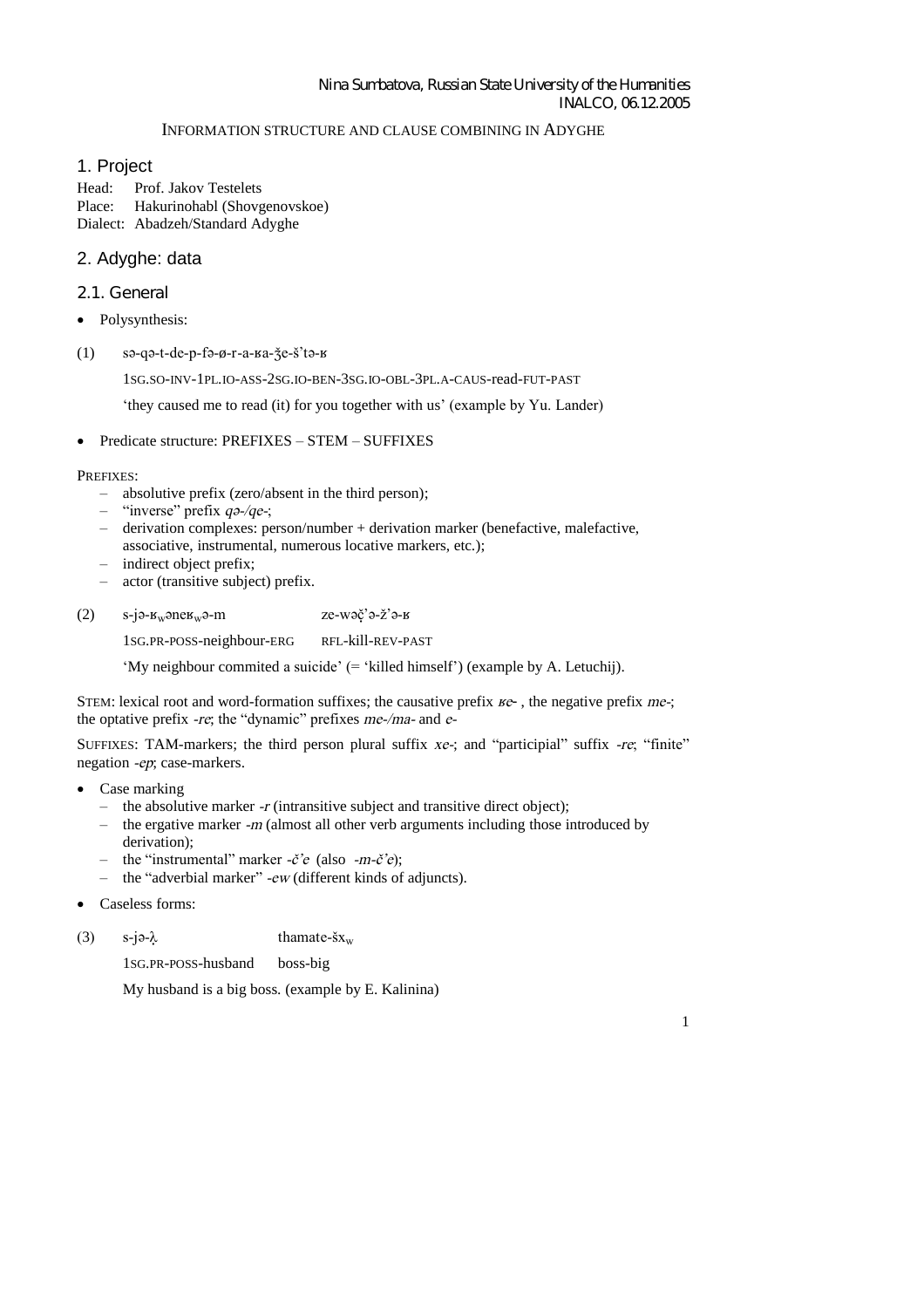Nina Sumbatova, Russian State University of the Humanities
INALCO, 06.12.2005

# INFORMATION STRUCTURE AND CLAUSE COMBINING IN ADYGHE

## 1. Project

Head: Prof. Jakov Testelets
Place: Hakurinohabl (Shovgenovskoe)
Dialect: Abadzeh/Standard Adyghe

## 2. Adyghe: data

### 2.1. General

- Polysynthesis:

(1) sə-qə-t-de-p-fə-ø-r-a-ʁa-ǯe-š'tə-ʁ

1SG.SO-INV-1PL.IO-ASS-2SG.IO-BEN-3SG.IO-OBL-3PL.A-CAUS-read-FUT-PAST

'they caused me to read (it) for you together with us' (example by Yu. Lander)

- Predicate structure: PREFIXES – STEM – SUFFIXES

PREFIXES:

- absolutive prefix (zero/absent in the third person);
- "inverse" prefix *qə-/qe-*;
- derivation complexes: person/number + derivation marker (benefactive, malefactive, associative, instrumental, numerous locative markers, etc.);
- indirect object prefix;
- actor (transitive subject) prefix.

(2) s-jə-ʁ$_w$əneʁ$_w$ə-m ze-wəč̣'ə-ž'ə-ʁ

1SG.PR-POSS-neighbour-ERG RFL-kill-REV-PAST

'My neighbour commited a suicide' (= 'killed himself') (example by A. Letuchij).

STEM: lexical root and word-formation suffixes; the causative prefix *ʁe-* , the negative prefix *me-*; the optative prefix *-re*; the "dynamic" prefixes *me-/ma-* and *e-*

SUFFIXES: TAM-markers; the third person plural suffix *xe-*; and "participial" suffix *-re*; "finite" negation *-ep*; case-markers.

- Case marking
  - the absolutive marker *-r* (intransitive subject and transitive direct object);
  - the ergative marker *-m* (almost all other verb arguments including those introduced by derivation);
  - the "instrumental" marker *-č'e* (also *-m-č'e*);
  - the "adverbial marker" *-ew* (different kinds of adjuncts).
- Caseless forms:

(3) s-jə-ƛ̣ thamate-šx$_w$

1SG.PR-POSS-husband boss-big

My husband is a big boss. (example by E. Kalinina)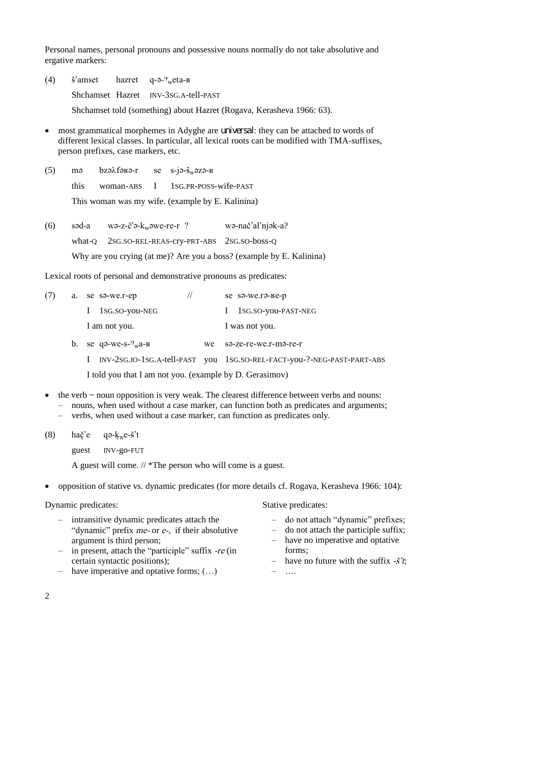Personal names, personal pronouns and possessive nouns normally do not take absolutive and ergative markers:

(4) š'amset hazret q-ə-ʔweta-ʁ

Shchamset Hazret INV-3SG.A-tell-PAST

Shchamset told (something) about Hazret (Rogava, Kerasheva 1966: 63).

- most grammatical morphemes in Adyghe are *universal*: they can be attached to words of different lexical classes. In particular, all lexical roots can be modified with TMA-suffixes, person prefixes, case markers, etc.

(5) mə bzəλfəʁə-r se s-jə-ŝwəzə-ʁ

this woman-ABS I 1SG.PR-POSS-wife-PAST

This woman was my wife. (example by E. Kalinina)

(6) səd-a wə-z-č'ə-kwəwe-re-r ? wə-nač'al'njək-a?

what-Q 2SG.SO-REL-REAS-cry-PRT-ABS 2SG.SO-boss-Q

Why are you crying (at me)? Are you a boss? (example by E. Kalinina)

Lexical roots of personal and demonstrative pronouns as predicates:

(7) a. se sə-we.r-ep // se sə-we.rə-ʁe-p

I 1SG.SO-you-NEG I 1SG.SO-you-PAST-NEG

I am not you. I was not you.

b. se qə-we-s-ʔwa-ʁ we sə-ze-re-we.r-mə-re-r

I INV-2SG.IO-1SG.A-tell-PAST you 1SG.SO-REL-FACT-you-?-NEG-PAST-PART-ABS

I told you that I am not you. (example by D. Gerasimov)

- the verb ~ noun opposition is very weak. The clearest difference between verbs and nouns:
  - nouns, when used without a case marker, can function both as predicates and arguments;
  - verbs, when used without a case marker, can function as predicates only.

(8) hač̣'e qə-k̦we-š't

guest INV-go-FUT

A guest will come. // *The person who will come is a guest.

- opposition of stative vs. dynamic predicates (for more details cf. Rogava, Kerasheva 1966: 104):

Dynamic predicates:

- intransitive dynamic predicates attach the "dynamic" prefix *me-* or *e-*, if their absolutive argument is third person;
- in present, attach the "participle" suffix *-re* (in certain syntactic positions);
- have imperative and optative forms; (…)

Stative predicates:

- do not attach "dynamic" prefixes;
- do not attach the participle suffix;
- have no imperative and optative forms;
- have no future with the suffix *-š't*;
- ….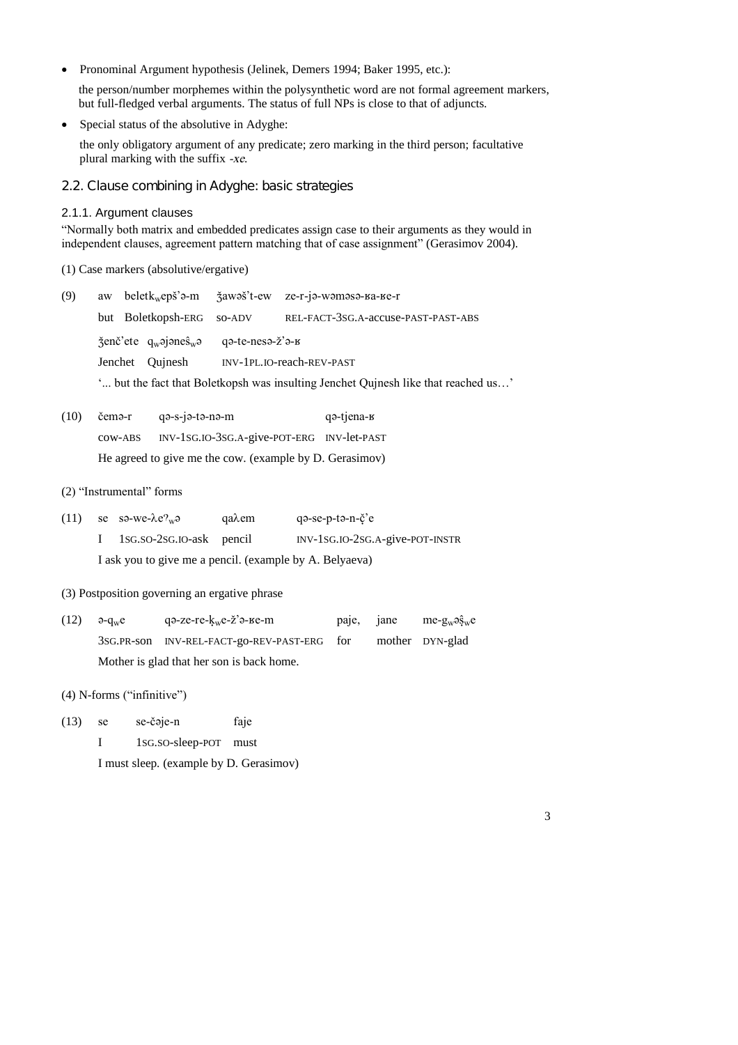- Pronominal Argument hypothesis (Jelinek, Demers 1994; Baker 1995, etc.):

  the person/number morphemes within the polysynthetic word are not formal agreement markers, but full-fledged verbal arguments. The status of full NPs is close to that of adjuncts.

- Special status of the absolutive in Adyghe:

  the only obligatory argument of any predicate; zero marking in the third person; facultative plural marking with the suffix *-xe*.

## 2.2. Clause combining in Adyghe: basic strategies

### 2.1.1. Argument clauses

"Normally both matrix and embedded predicates assign case to their arguments as they would in independent clauses, agreement pattern matching that of case assignment" (Gerasimov 2004).

(1) Case markers (absolutive/ergative)

(9) aw beletk$_w$epš'ə-m ǯawəš't-ew ze-r-jə-wəməsə-ʁa-ʁe-r
but Boletkopsh-ERG so-ADV REL-FACT-3SG.A-accuse-PAST-PAST-ABS
ǯenč'ete q$_w$əjəneŝ$_w$ə qə-te-nesə-ž'ə-ʁ
Jenchet Qujnesh INV-1PL.IO-reach-REV-PAST
'... but the fact that Boletkopsh was insulting Jenchet Qujnesh like that reached us…'

(10) čemə-r qə-s-jə-tə-nə-m qə-tjena-ʁ
cow-ABS INV-1SG.IO-3SG.A-give-POT-ERG INV-let-PAST
He agreed to give me the cow. (example by D. Gerasimov)

(2) "Instrumental" forms

(11) se sə-we-λeʔ$_w$ə qaλem qə-se-p-tə-n-ç̌'e
I 1SG.SO-2SG.IO-ask pencil INV-1SG.IO-2SG.A-give-POT-INSTR
I ask you to give me a pencil. (example by A. Belyaeva)

(3) Postposition governing an ergative phrase

(12) ə-q$_w$e qə-ze-re-ḳ$_w$e-ž'ə-ʁe-m paje, jane me-g$_w$əŝ$_w$e
3SG.PR-son INV-REL-FACT-go-REV-PAST-ERG for mother DYN-glad
Mother is glad that her son is back home.

(4) N-forms ("infinitive")

(13) se se-čəje-n faje
I 1SG.SO-sleep-POT must
I must sleep. (example by D. Gerasimov)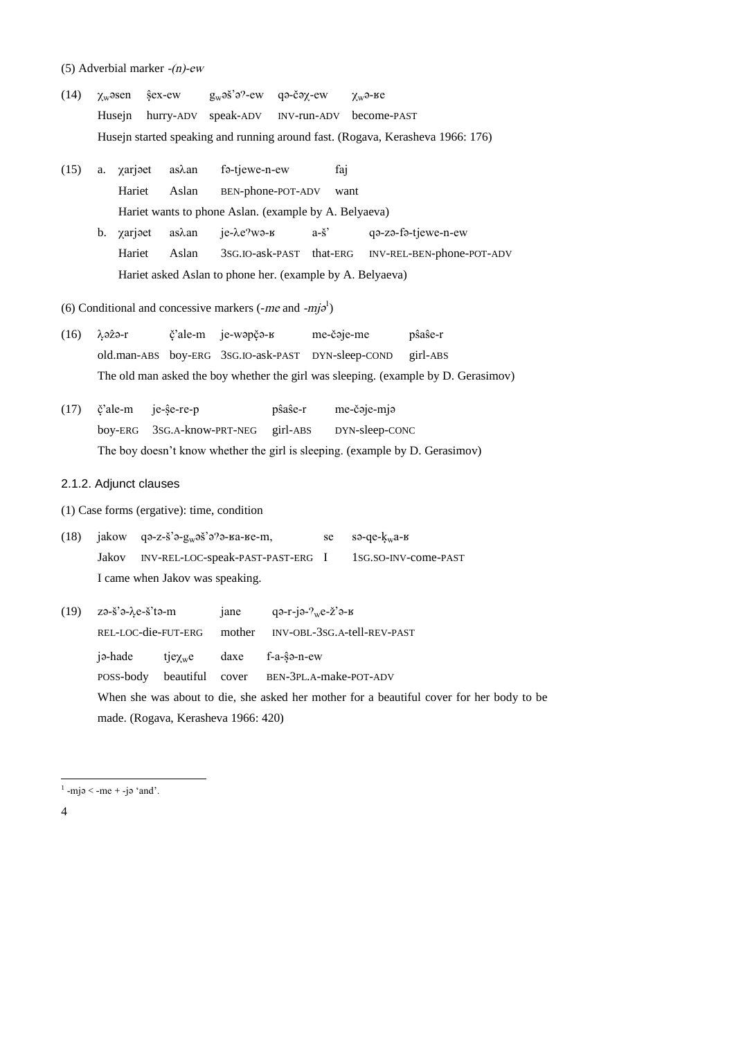(5) Adverbial marker *-(n)-ew*

(14) χ<sub>w</sub>əsen ŝex-ew g<sub>w</sub>əš'əˀ-ew qə-čəχ-ew χ<sub>w</sub>ə-ʁe
Husejn hurry-ADV speak-ADV INV-run-ADV become-PAST
Husejn started speaking and running around fast. (Rogava, Kerasheva 1966: 176)

(15) a. χarjəet asλan fə-tjewe-n-ew faj
Hariet Aslan BEN-phone-POT-ADV want
Hariet wants to phone Aslan. (example by A. Belyaeva)

b. χarjəet asλan je-λeˀwə-ʁ a-š' qə-zə-fə-tjewe-n-ew
Hariet Aslan 3SG.IO-ask-PAST that-ERG INV-REL-BEN-phone-POT-ADV
Hariet asked Aslan to phone her. (example by A. Belyaeva)

(6) Conditional and concessive markers (*-me* and *-mjə*[1])

(16) λ̣əžə-r č̣'ale-m je-wəpčə-ʁ me-čəje-me pŝaŝe-r
old.man-ABS boy-ERG 3SG.IO-ask-PAST DYN-sleep-COND girl-ABS
The old man asked the boy whether the girl was sleeping. (example by D. Gerasimov)

(17) č̣'ale-m je-ŝe-re-p pŝaŝe-r me-čəje-mjə
boy-ERG 3SG.A-know-PRT-NEG girl-ABS DYN-sleep-CONC
The boy doesn't know whether the girl is sleeping. (example by D. Gerasimov)

### 2.1.2. Adjunct clauses

(1) Case forms (ergative): time, condition

(18) jakow qə-z-š'ə-g<sub>w</sub>əš'əˀə-ʁa-ʁe-m, se sə-qe-ḳ<sub>w</sub>a-ʁ
Jakov INV-REL-LOC-speak-PAST-PAST-ERG I 1SG.SO-INV-come-PAST
I came when Jakov was speaking.

(19) zə-š'ə-λ̣e-š'tə-m jane qə-r-jə-ˀ<sub>w</sub>e-ž'ə-ʁ
REL-LOC-die-FUT-ERG mother INV-OBL-3SG.A-tell-REV-PAST
jə-hade tjeχ<sub>w</sub>e daxe f-a-ŝə-n-ew
POSS-body beautiful cover BEN-3PL.A-make-POT-ADV
When she was about to die, she asked her mother for a beautiful cover for her body to be made. (Rogava, Kerasheva 1966: 420)

---

[1] -mjə < -me + -jə 'and'.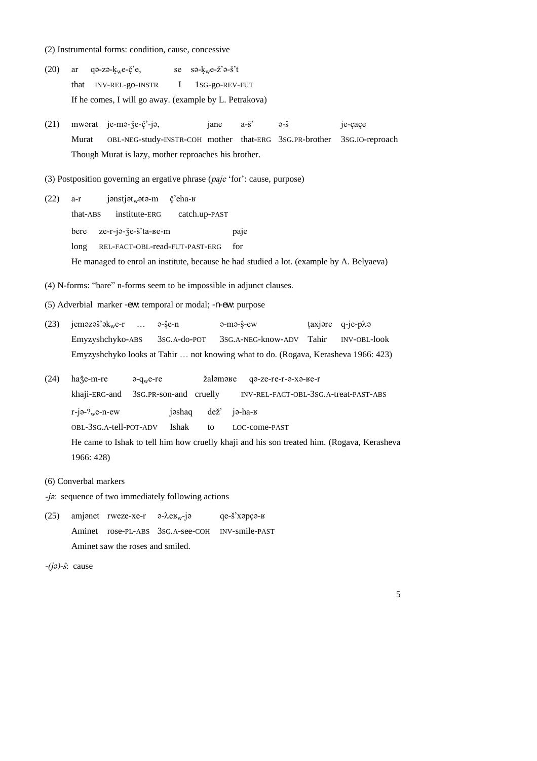(2) Instrumental forms: condition, cause, concessive

(20) ar qə-zə-k̦ʷe-č̣'e, se sə-k̦ʷe-ž'ə-š't
that INV-REL-go-INSTR I 1SG-go-REV-FUT
If he comes, I will go away. (example by L. Petrakova)

(21) mwərat je-mə-ǯe-č̣'-jə, jane a-š' ə-š je-çaçe
Murat OBL-NEG-study-INSTR-COH mother that-ERG 3SG.PR-brother 3SG.IO-reproach
Though Murat is lazy, mother reproaches his brother.

(3) Postposition governing an ergative phrase (*paje* 'for': cause, purpose)

(22) a-r jənstjətʷətə-m č̣'eha-ʁ
that-ABS institute-ERG catch.up-PAST
bere ze-r-jə-ǯe-š'ta-ʁe-m paje
long REL-FACT-OBL-read-FUT-PAST-ERG for
He managed to enrol an institute, because he had studied a lot. (example by A. Belyaeva)

(4) N-forms: "bare" n-forms seem to be impossible in adjunct clauses.

(5) Adverbial marker -ew: temporal or modal; -n-ew: purpose

(23) jeməzəš'əkʷe-r … ə-ŝe-n ə-mə-ŝ-ew ṭaxjəre q-je-pλə
Emyzyshchyko-ABS 3SG.A-do-POT 3SG.A-NEG-know-ADV Tahir INV-OBL-look
Emyzyshchyko looks at Tahir … not knowing what to do. (Rogava, Kerasheva 1966: 423)

(24) haǯe-m-re ə-qʷe-re žaləməʁe qə-ze-re-r-ə-xə-ʁe-r
khaji-ERG-and 3SG.PR-son-and cruelly INV-REL-FACT-OBL-3SG.A-treat-PAST-ABS
r-jə-ʔʷe-n-ew jəshaq dež' jə-ha-ʁ
OBL-3SG.A-tell-POT-ADV Ishak to LOC-come-PAST
He came to Ishak to tell him how cruelly khaji and his son treated him. (Rogava, Kerasheva 1966: 428)

(6) Converbal markers

*-jə*: sequence of two immediately following actions

(25) amjənet rweze-xe-r ə-λeʁʷ-jə qe-š'xəpçə-ʁ
Aminet rose-PL-ABS 3SG.A-see-COH INV-smile-PAST
Aminet saw the roses and smiled.

*-(jə)-ŝ*: cause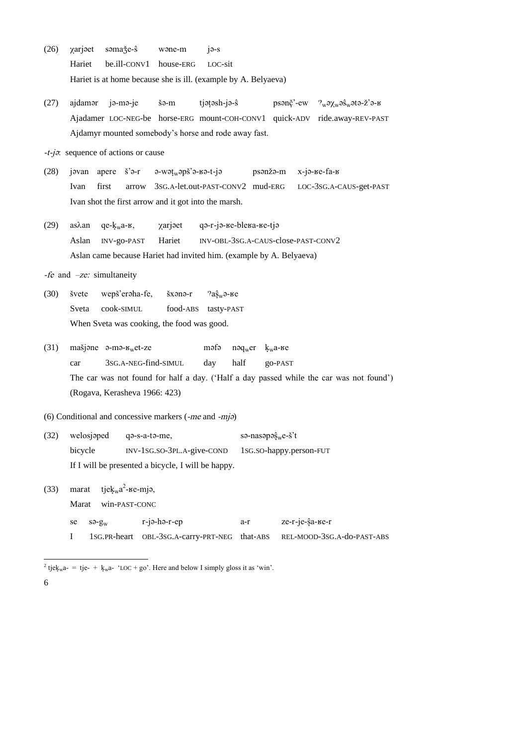(26) χarjǝet sǝmaǯe-ŝ wǝne-m jǝ-s
Hariet be.ill-CONV1 house-ERG LOC-sit
Hariet is at home because she is ill. (example by A. Belyaeva)

(27) ajdamǝr jǝ-mǝ-je šǝ-m tjǝṭǝsh-jǝ-ŝ psǝnč̣'-ew ʔwǝχwǝŝwǝtǝ-ž'ǝ-ʁ
Ajadamer LOC-NEG-be horse-ERG mount-COH-CONV1 quick-ADV ride.away-REV-PAST
Ajdamyr mounted somebody's horse and rode away fast.

*-t-jǝ*: sequence of actions or cause

(28) jǝvan apere š'ǝ-r ǝ-wǝṭwǝpš'ǝ-ʁǝ-t-jǝ psǝnžǝ-m x-jǝ-ʁe-fa-ʁ
Ivan first arrow 3SG.A-let.out-PAST-CONV2 mud-ERG LOC-3SG.A-CAUS-get-PAST
Ivan shot the first arrow and it got into the marsh.

(29) asʎan qe-ḳwa-ʁ, χarjǝet qǝ-r-jǝ-ʁe-bleʁa-ʁe-tjǝ
Aslan INV-go-PAST Hariet INV-OBL-3SG.A-CAUS-close-PAST-CONV2
Aslan came because Hariet had invited him. (example by A. Belyaeva)

*-fe* and *–ze:* simultaneity

(30) švete wepš'erǝha-fe, šxǝnǝ-r ʔaŝwǝ-ʁe
Sveta cook-SIMUL food-ABS tasty-PAST
When Sveta was cooking, the food was good.

(31) mašjǝne ǝ-mǝ-ʁwet-ze mǝfǝ nǝqwer ḳwa-ʁe
car 3SG.A-NEG-find-SIMUL day half go-PAST
The car was not found for half a day. ('Half a day passed while the car was not found') (Rogava, Kerasheva 1966: 423)

(6) Conditional and concessive markers (*-me* and *-mjǝ*)

(32) welosjǝped qǝ-s-a-tǝ-me, sǝ-nasǝpǝŝwe-š't
bicycle INV-1SG.SO-3PL.A-give-COND 1SG.SO-happy.person-FUT
If I will be presented a bicycle, I will be happy.

(33) marat tjeḳwa[2]-ʁe-mjǝ,
Marat win-PAST-CONC
se sǝ-gw r-jǝ-hǝ-r-ep a-r ze-r-je-ŝa-ʁe-r
I 1SG.PR-heart OBL-3SG.A-carry-PRT-NEG that-ABS REL-MOOD-3SG.A-do-PAST-ABS

[2] tjeḳwa- = tje- + ḳwa- 'LOC + go'. Here and below I simply gloss it as 'win'.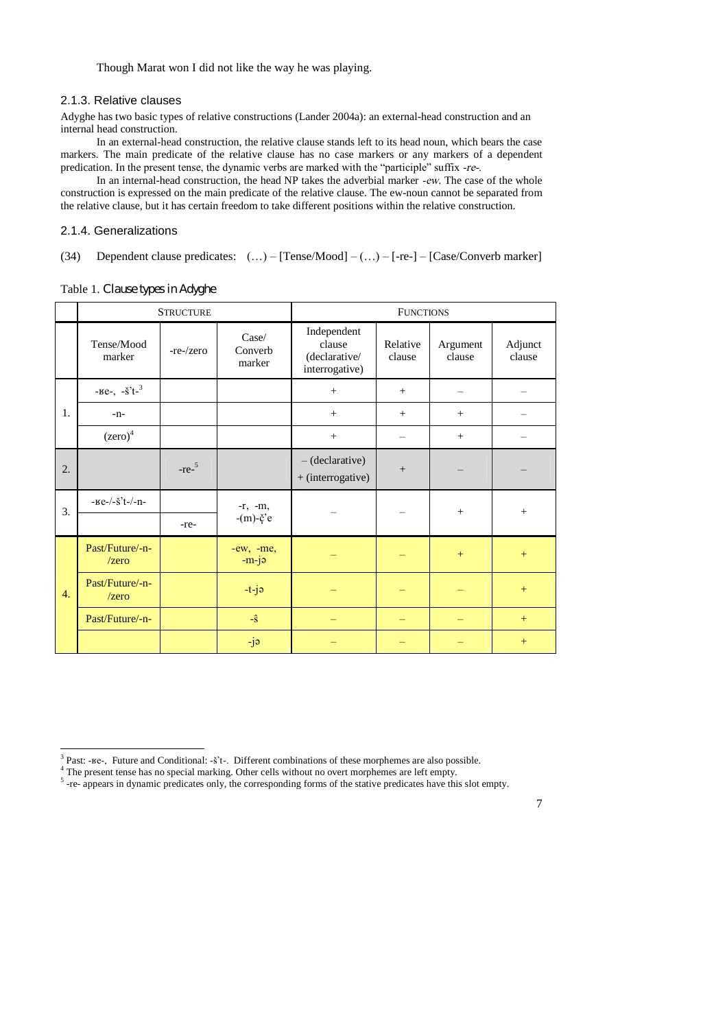Though Marat won I did not like the way he was playing.

### 2.1.3. Relative clauses

Adyghe has two basic types of relative constructions (Lander 2004a): an external-head construction and an internal head construction.

In an external-head construction, the relative clause stands left to its head noun, which bears the case markers. The main predicate of the relative clause has no case markers or any markers of a dependent predication. In the present tense, the dynamic verbs are marked with the "participle" suffix *-re-*.

In an internal-head construction, the head NP takes the adverbial marker *-ew*. The case of the whole construction is expressed on the main predicate of the relative clause. The ew-noun cannot be separated from the relative clause, but it has certain freedom to take different positions within the relative construction.

### 2.1.4. Generalizations

(34) Dependent clause predicates: (…) – [Tense/Mood] – (…) – [-re-] – [Case/Converb marker]

Table 1. *Clause types in Adyghe*

| | STRUCTURE | | | FUNCTIONS | | | |
|---|---|---|---|---|---|---|---|
| | Tense/Mood marker | -re-/zero | Case/ Converb marker | Independent clause (declarative/ interrogative) | Relative clause | Argument clause | Adjunct clause |
| 1. | -ʁe-, -š’t-[3] | | | + | + | – | – |
| | -n- | | | + | + | + | – |
| | (zero)[4] | | | + | – | + | – |
| 2. | | -re-[5] | | – (declarative) + (interrogative) | + | – | – |
| 3. | -ʁe-/-š’t-/-n- | | -r, -m, -(m)-ç’e | – | – | + | + |
| | | -re- | | | | | |
| 4. | Past/Future/-n-/zero | | -ew, -me, -m-jə | – | – | + | + |
| | Past/Future/-n-/zero | | -t-jə | – | – | – | + |
| | Past/Future/-n- | | -ŝ | – | – | – | + |
| | | | -jə | – | – | – | + |

[3] Past: -ʁe-, Future and Conditional: -š’t-. Different combinations of these morphemes are also possible.

[4] The present tense has no special marking. Other cells without no overt morphemes are left empty.

[5] -re- appears in dynamic predicates only, the corresponding forms of the stative predicates have this slot empty.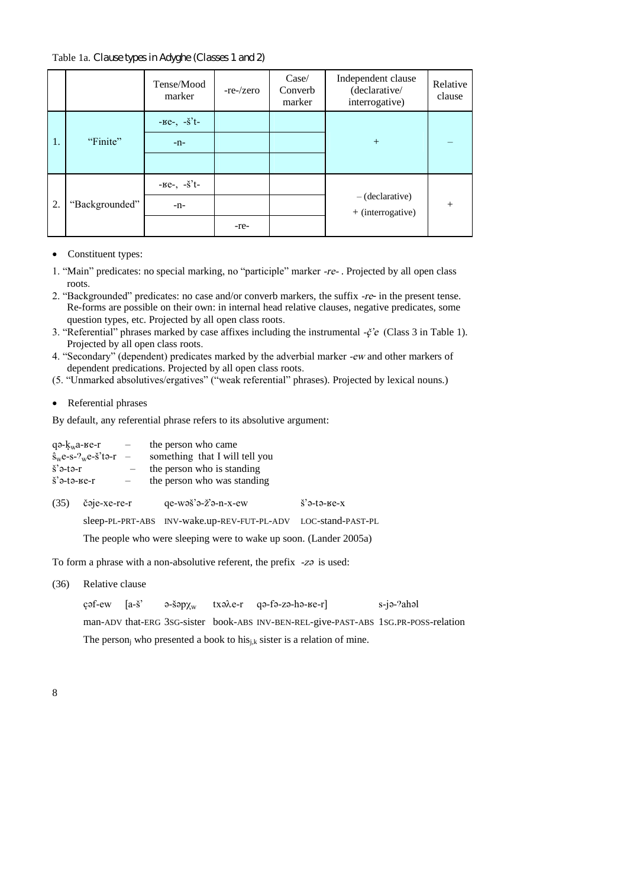Table 1a. Clause types in Adyghe (Classes 1 and 2)

| | | Tense/Mood marker | -re-/zero | Case/ Converb marker | Independent clause (declarative/ interrogative) | Relative clause |
|---|---|---|---|---|---|---|
| 1. | "Finite" | -ʁe-, -š't- | | | + | – |
| | | -n- | | | | |
| | | | | | | |
| 2. | "Backgrounded" | -ʁe-, -š't- | | | – (declarative) + (interrogative) | + |
| | | -n- | | | | |
| | | | -re- | | | |

- Constituent types:

1. "Main" predicates: no special marking, no "participle" marker *-re-* . Projected by all open class roots.
2. "Backgrounded" predicates: no case and/or converb markers, the suffix *-re-* in the present tense. Re-forms are possible on their own: in internal head relative clauses, negative predicates, some question types, etc. Projected by all open class roots.
3. "Referential" phrases marked by case affixes including the instrumental *-ç̌'e* (Class 3 in Table 1). Projected by all open class roots.
4. "Secondary" (dependent) predicates marked by the adverbial marker *-ew* and other markers of dependent predications. Projected by all open class roots.
(5. "Unmarked absolutives/ergatives" ("weak referential" phrases). Projected by lexical nouns.)

- Referential phrases

By default, any referential phrase refers to its absolutive argument:

qə-ķ$_w$a-ʁe-r – the person who came
ŝ$_w$e-s-ʔ$_w$e-š'tə-r – something that I will tell you
š'ə-tə-r – the person who is standing
š'ə-tə-ʁe-r – the person who was standing

(35) čəje-xe-re-r qe-wəš'ə-ž'ə-n-x-ew š'ə-tə-ʁe-x
sleep-PL-PRT-ABS INV-wake.up-REV-FUT-PL-ADV LOC-stand-PAST-PL
The people who were sleeping were to wake up soon. (Lander 2005a)

To form a phrase with a non-absolutive referent, the prefix *-zə* is used:

(36) Relative clause
çəf-ew [a-š' ə-šəpχ$_w$ txəʎe-r qə-fə-zə-hə-ʁe-r] s-jə-ʔahəl
man-ADV that-ERG 3SG-sister book-ABS INV-BEN-REL-give-PAST-ABS 1SG.PR-POSS-relation
The person$_j$ who presented a book to his$_{j,k}$ sister is a relation of mine.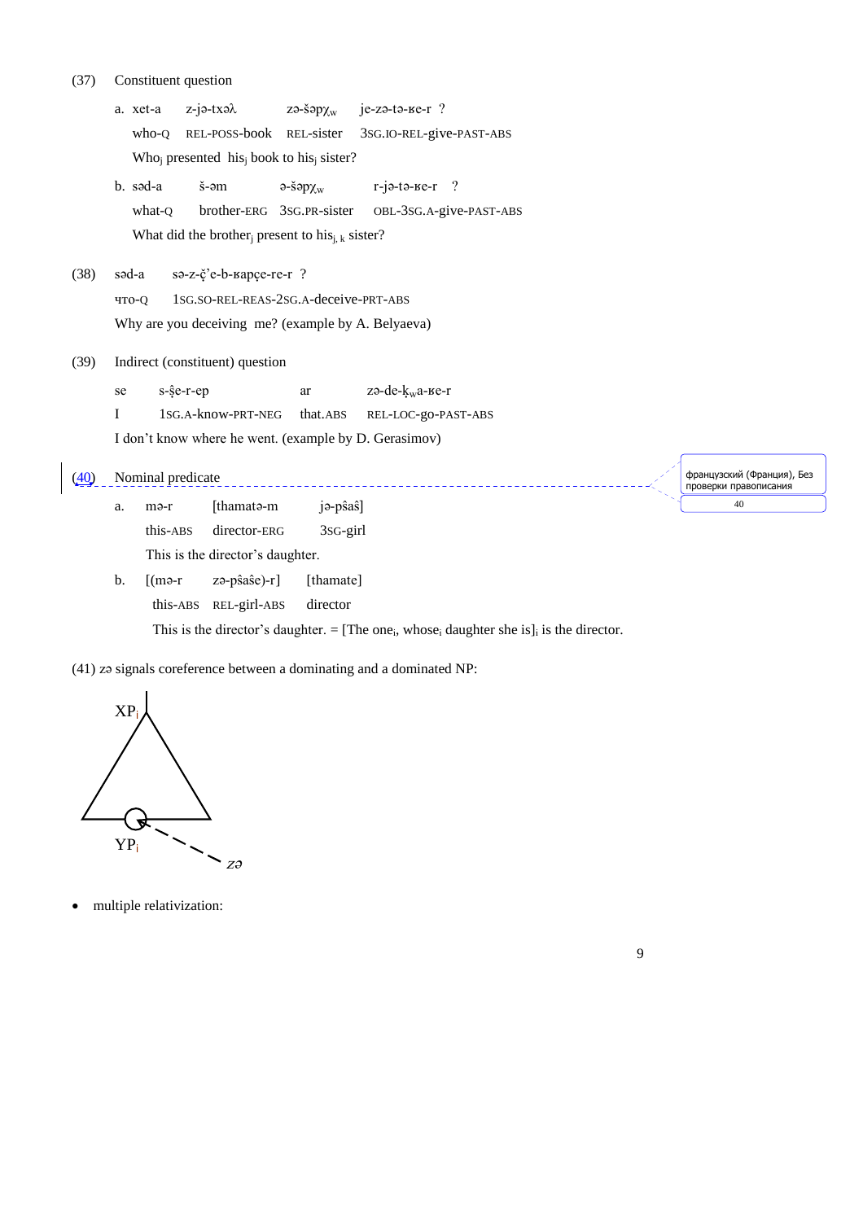(37) Constituent question

a. xet-a z-jə-txəƛ zə-šəpχw je-zə-tə-ʁe-r ?
who-Q REL-POSS-book REL-sister 3SG.IO-REL-give-PAST-ABS
Who$_j$ presented his$_j$ book to his$_j$ sister?

b. səd-a š-əm ə-šəpχw r-jə-tə-ʁe-r ?
what-Q brother-ERG 3SG.PR-sister OBL-3SG.A-give-PAST-ABS
What did the brother$_j$ present to his$_{j, k}$ sister?

(38) sə-z-č̣'e-b-ʁapçe-re-r ?
что-Q 1SG.SO-REL-REAS-2SG.A-deceive-PRT-ABS
Why are you deceiving me? (example by A. Belyaeva)

(39) Indirect (constituent) question

se s-ŝe-r-ep ar zə-de-ḳwa-ʁe-r
I 1SG.A-know-PRT-NEG that.ABS REL-LOC-go-PAST-ABS
I don't know where he went. (example by D. Gerasimov)

(40) Nominal predicate

a. mə-r [thamatə-m jə-pŝaŝ]
this-ABS director-ERG 3SG-girl
This is the director's daughter.

b. [(mə-r zə-pŝaŝe)-r] [thamate]
this-ABS REL-girl-ABS director
This is the director's daughter. = [The one$_i$, whose$_i$ daughter she is]$_i$ is the director.

(41) zə signals coreference between a dominating and a dominated NP:

XP$_i$

YP$_i$ zə

- multiple relativization: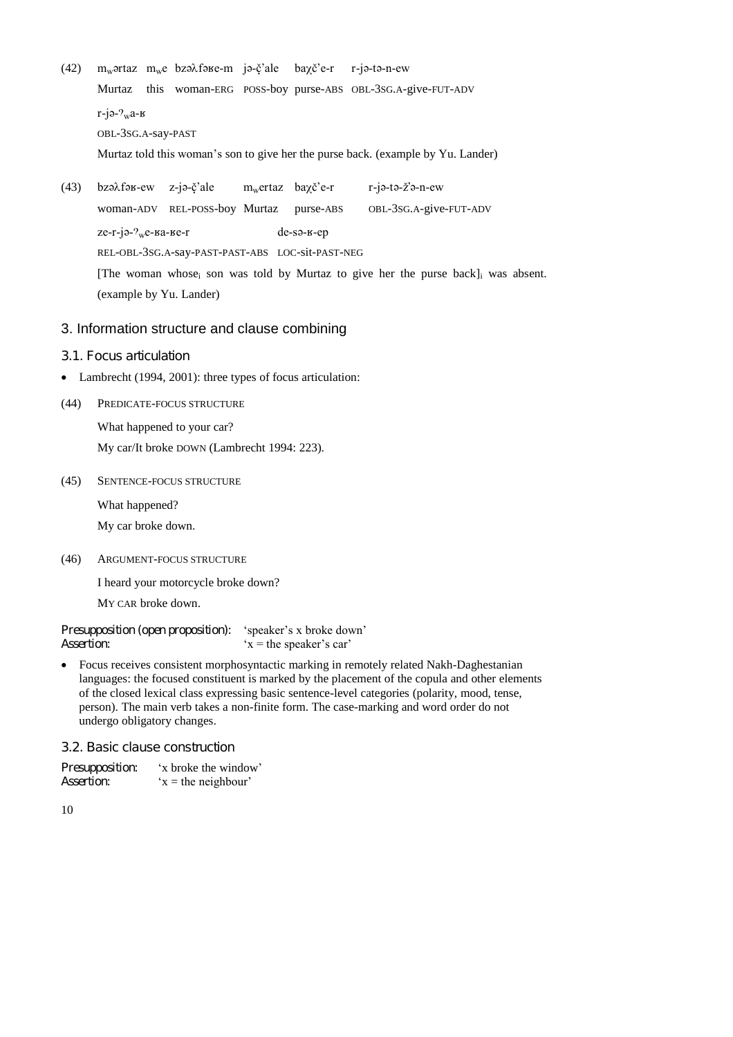(42) mʷərtaz mʷe bzəλfəʁe-m jə-č̣ʼale baχčʼe-r r-jə-tə-n-ew
Murtaz this woman-ERG POSS-boy purse-ABS OBL-3SG.A-give-FUT-ADV
r-jə-ʔʷa-ʁ
OBL-3SG.A-say-PAST
Murtaz told this woman's son to give her the purse back. (example by Yu. Lander)

(43) bzəλfəʁ-ew z-jə-č̣ʼale mʷertaz baχčʼe-r r-jə-tə-žʼə-n-ew
woman-ADV REL-POSS-boy Murtaz purse-ABS OBL-3SG.A-give-FUT-ADV
ze-r-jə-ʔʷe-ʁa-ʁe-r de-sə-ʁ-ep
REL-OBL-3SG.A-say-PAST-PAST-ABS LOC-sit-PAST-NEG
[The woman whose$_i$ son was told by Murtaz to give her the purse back]$_i$ was absent. (example by Yu. Lander)

## 3. Information structure and clause combining

### 3.1. Focus articulation

- Lambrecht (1994, 2001): three types of focus articulation:

(44) PREDICATE-FOCUS STRUCTURE
What happened to your car?
My car/It broke DOWN (Lambrecht 1994: 223).

(45) SENTENCE-FOCUS STRUCTURE
What happened?
My car broke down.

(46) ARGUMENT-FOCUS STRUCTURE
I heard your motorcycle broke down?
MY CAR broke down.

Presupposition (open proposition): 'speaker's x broke down'
Assertion: 'x = the speaker's car'

- Focus receives consistent morphosyntactic marking in remotely related Nakh-Daghestanian languages: the focused constituent is marked by the placement of the copula and other elements of the closed lexical class expressing basic sentence-level categories (polarity, mood, tense, person). The main verb takes a non-finite form. The case-marking and word order do not undergo obligatory changes.

### 3.2. Basic clause construction

Presupposition: 'x broke the window'
Assertion: 'x = the neighbour'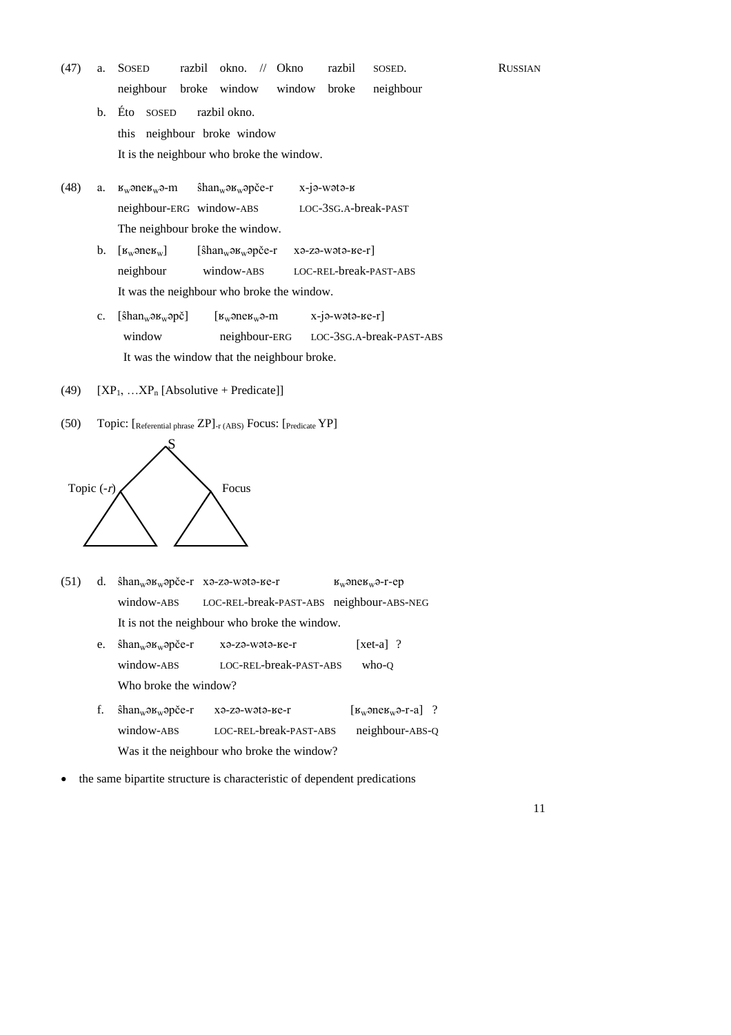(47) a. SOSED razbil okno. // Okno razbil SOSED. RUSSIAN
neighbour broke window window broke neighbour

b. Éto SOSED razbil okno.
this neighbour broke window
It is the neighbour who broke the window.

(48) a. ʁ$_w$əneʁ$_w$ə-m ŝhan$_w$əʁ$_w$əpče-r x-jə-wətə-ʁ
neighbour-ERG window-ABS LOC-3SG.A-break-PAST
The neighbour broke the window.

b. [ʁ$_w$əneʁ$_w$] [ŝhan$_w$əʁ$_w$əpče-r xə-zə-wətə-ʁe-r]
neighbour window-ABS LOC-REL-break-PAST-ABS
It was the neighbour who broke the window.

c. [ŝhan$_w$əʁ$_w$əpč] [ʁ$_w$əneʁ$_w$ə-m x-jə-wətə-ʁe-r]
window neighbour-ERG LOC-3SG.A-break-PAST-ABS
It was the window that the neighbour broke.

(49) [XP$_1$, …XP$_n$ [Absolutive + Predicate]]

(50) Topic: [$_{\text{Referential phrase}}$ ZP]$_{\text{-r (ABS)}}$ Focus: [$_{\text{Predicate}}$ YP]

S
Topic (-*r*) Focus

(51) d. ŝhan$_w$əʁ$_w$əpče-r xə-zə-wətə-ʁe-r ʁ$_w$əneʁ$_w$ə-r-ep
window-ABS LOC-REL-break-PAST-ABS neighbour-ABS-NEG
It is not the neighbour who broke the window.

e. ŝhan$_w$əʁ$_w$əpče-r xə-zə-wətə-ʁe-r [xet-a] ?
window-ABS LOC-REL-break-PAST-ABS who-Q
Who broke the window?

f. ŝhan$_w$əʁ$_w$əpče-r xə-zə-wətə-ʁe-r [ʁ$_w$əneʁ$_w$ə-r-a] ?
window-ABS LOC-REL-break-PAST-ABS neighbour-ABS-Q
Was it the neighbour who broke the window?

- the same bipartite structure is characteristic of dependent predications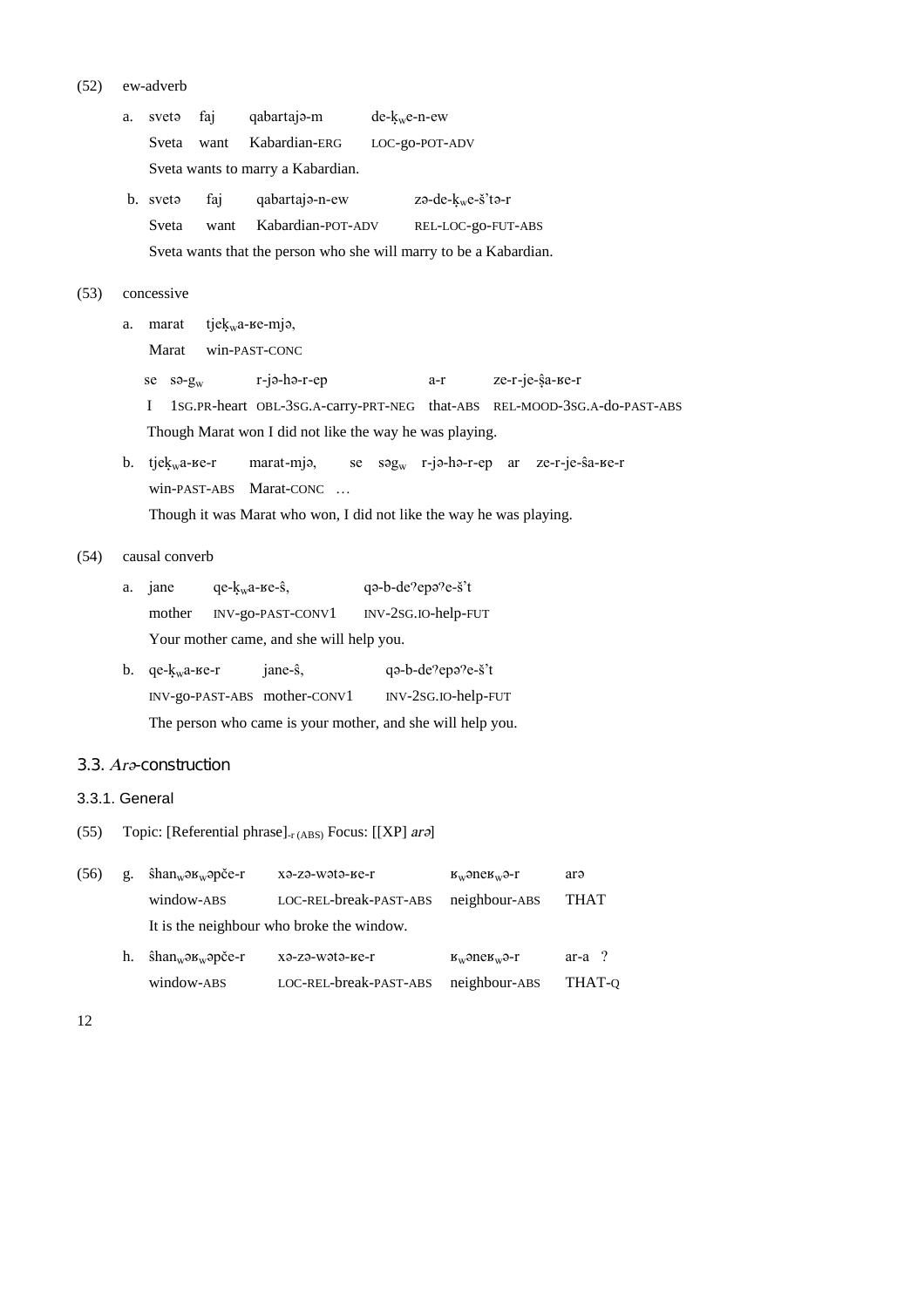(52) ew-adverb

a. svetə faj qabartajə-m de-ķ$_w$e-n-ew
Sveta want Kabardian-ERG LOC-go-POT-ADV
Sveta wants to marry a Kabardian.

b. svetə faj qabartajə-n-ew zə-de-ķ$_w$e-š'tə-r
Sveta want Kabardian-POT-ADV REL-LOC-go-FUT-ABS
Sveta wants that the person who she will marry to be a Kabardian.

(53) concessive

a. marat tjeķ$_w$a-ʁe-mjə,
Marat win-PAST-CONC
se sə-g$_w$ r-jə-hə-r-ep a-r ze-r-je-ṣ̂a-ʁe-r
I 1SG.PR-heart OBL-3SG.A-carry-PRT-NEG that-ABS REL-MOOD-3SG.A-do-PAST-ABS
Though Marat won I did not like the way he was playing.

b. tjeķ$_w$a-ʁe-r marat-mjə, se səg$_w$ r-jə-hə-r-ep ar ze-r-je-ŝa-ʁe-r
win-PAST-ABS Marat-CONC …
Though it was Marat who won, I did not like the way he was playing.

(54) causal converb

a. jane qe-ķ$_w$a-ʁe-ŝ, qə-b-deˀepəˀe-š't
mother INV-go-PAST-CONV1 INV-2SG.IO-help-FUT
Your mother came, and she will help you.

b. qe-ķ$_w$a-ʁe-r jane-ŝ, qə-b-deˀepəˀe-š't
INV-go-PAST-ABS mother-CONV1 INV-2SG.IO-help-FUT
The person who came is your mother, and she will help you.

### 3.3. *Arə*-construction

#### 3.3.1. General

(55) Topic: [Referential phrase]$_{\text{-r (ABS)}}$ Focus: [[XP] *arə*]

(56) g. ŝhan$_w$əʁ$_w$əpče-r xə-zə-wətə-ʁe-r ʁ$_w$əneʁ$_w$ə-r arə
window-ABS LOC-REL-break-PAST-ABS neighbour-ABS THAT
It is the neighbour who broke the window.

h. ŝhan$_w$əʁ$_w$əpče-r xə-zə-wətə-ʁe-r ʁ$_w$əneʁ$_w$ə-r ar-a ?
window-ABS LOC-REL-break-PAST-ABS neighbour-ABS THAT-Q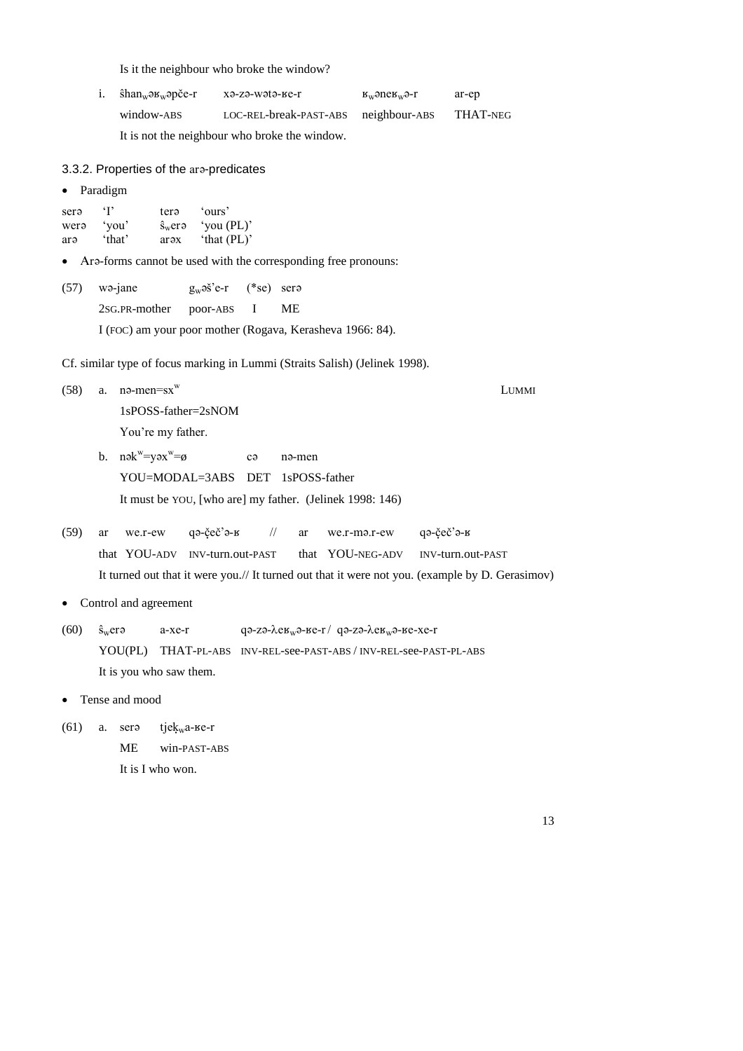Is it the neighbour who broke the window?

i. ŝhan$_w$əʁ$_w$əpče-r xə-zə-wətə-ʁe-r ʁ$_w$əneʁ$_w$ə-r ar-ep
window-ABS LOC-REL-break-PAST-ABS neighbour-ABS THAT-NEG
It is not the neighbour who broke the window.

### 3.3.2. Properties of the arə-predicates

- Paradigm

| | | | |
|---|---|---|---|
| serə | 'I' | terə | 'ours' |
| werə | 'you' | ŝ$_w$erə | 'you (PL)' |
| arə | 'that' | arəx | 'that (PL)' |

- Arə-forms cannot be used with the corresponding free pronouns:

(57) wə-jane g$_w$əš'e-r (*se) serə
2SG.PR-mother poor-ABS I ME
I (FOC) am your poor mother (Rogava, Kerasheva 1966: 84).

Cf. similar type of focus marking in Lummi (Straits Salish) (Jelinek 1998).

(58) a. nə-men=sx$^w$ LUMMI
1sPOSS-father=2sNOM
You're my father.

b. nək$^w$=yəx$^w$=ø cə nə-men
YOU=MODAL=3ABS DET 1sPOSS-father
It must be YOU, [who are] my father. (Jelinek 1998: 146)

(59) ar we.r-ew qə-čeč'ə-ʁ // ar we.r-mə.r-ew qə-čeč'ə-ʁ
that YOU-ADV INV-turn.out-PAST that YOU-NEG-ADV INV-turn.out-PAST
It turned out that it were you.// It turned out that it were not you. (example by D. Gerasimov)

- Control and agreement

(60) ŝ$_w$erə a-xe-r qə-zə-λeʁ$_w$ə-ʁe-r / qə-zə-λeʁ$_w$ə-ʁe-xe-r
YOU(PL) THAT-PL-ABS INV-REL-see-PAST-ABS / INV-REL-see-PAST-PL-ABS
It is you who saw them.

- Tense and mood

(61) a. serə tjek$_w$a-ʁe-r
ME win-PAST-ABS
It is I who won.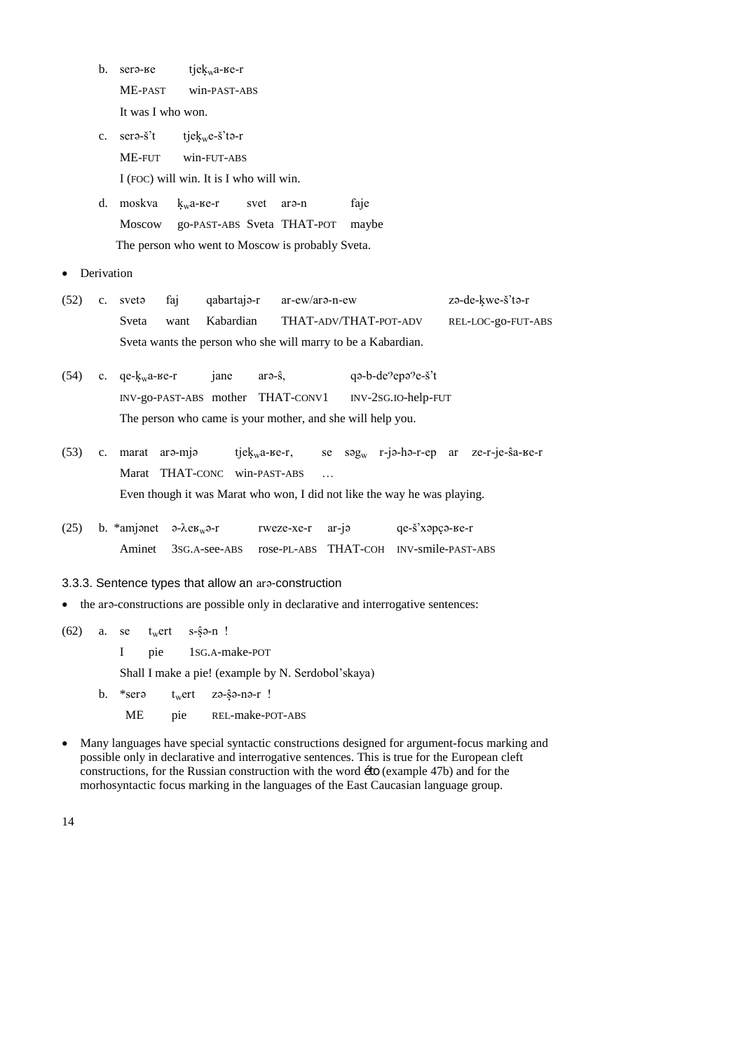b. serə-ʁe tjek̡ʷa-ʁe-r
ME-PAST win-PAST-ABS
It was I who won.

c. serə-š't tjek̡ʷe-š'tə-r
ME-FUT win-FUT-ABS
I (FOC) will win. It is I who will win.

d. moskva k̡ʷa-ʁe-r svet arə-n faje
Moscow go-PAST-ABS Sveta THAT-POT maybe
The person who went to Moscow is probably Sveta.

- Derivation

(52) c. svetə faj qabartajə-r ar-ew/arə-n-ew zə-de-k̡we-š'tə-r
Sveta want Kabardian THAT-ADV/THAT-POT-ADV REL-LOC-go-FUT-ABS
Sveta wants the person who she will marry to be a Kabardian.

(54) c. qe-k̡ʷa-ʁe-r jane arə-ŝ, qə-b-deʔepəʔe-š't
INV-go-PAST-ABS mother THAT-CONV1 INV-2SG.IO-help-FUT
The person who came is your mother, and she will help you.

(53) c. marat arə-mjə tjek̡ʷa-ʁe-r, se səgʷ r-jə-hə-r-ep ar ze-r-je-ŝa-ʁe-r
Marat THAT-CONC win-PAST-ABS …
Even though it was Marat who won, I did not like the way he was playing.

(25) b. *amjənet ə-λeʁʷə-r rweze-xe-r ar-jə qe-š'xəpçə-ʁe-r
Aminet 3SG.A-see-ABS rose-PL-ABS THAT-COH INV-smile-PAST-ABS

### 3.3.3. Sentence types that allow an arə-construction

- the arə-constructions are possible only in declarative and interrogative sentences:

(62) a. se tʷert s-ŝə-n !
I pie 1SG.A-make-POT
Shall I make a pie! (example by N. Serdobol'skaya)

b. *serə tʷert zə-ŝə-nə-r !
ME pie REL-make-POT-ABS

- Many languages have special syntactic constructions designed for argument-focus marking and possible only in declarative and interrogative sentences. This is true for the European cleft constructions, for the Russian construction with the word *éto* (example 47b) and for the morhosyntactic focus marking in the languages of the East Caucasian language group.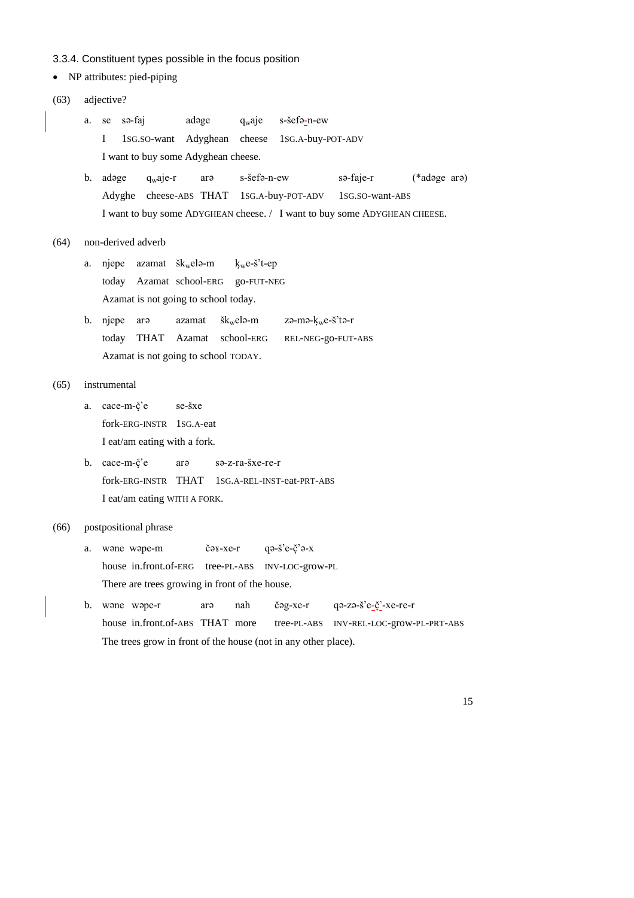3.3.4. Constituent types possible in the focus position

- NP attributes: pied-piping

(63) adjective?

a. se sə-faj adəge qwaje s-šefə-n-ew
   I 1SG.SO-want Adyghean cheese 1SG.A-buy-POT-ADV
   I want to buy some Adyghean cheese.

b. adəge qwaje-r arə s-šefə-n-ew sə-faje-r (*adəge arə)
   Adyghe cheese-ABS THAT 1SG.A-buy-POT-ADV 1SG.SO-want-ABS
   I want to buy some ADYGHEAN cheese. / I want to buy some ADYGHEAN CHEESE.

(64) non-derived adverb

a. njepe azamat škwelə-m ḳwe-š't-ep
   today Azamat school-ERG go-FUT-NEG
   Azamat is not going to school today.

b. njepe arə azamat škwelə-m zə-mə-ḳwe-š'tə-r
   today THAT Azamat school-ERG REL-NEG-go-FUT-ABS
   Azamat is not going to school TODAY.

(65) instrumental

a. cace-m-č̣'e se-šxe
   fork-ERG-INSTR 1SG.A-eat
   I eat/am eating with a fork.

b. cace-m-č̣'e arə sə-z-ra-šxe-re-r
   fork-ERG-INSTR THAT 1SG.A-REL-INST-eat-PRT-ABS
   I eat/am eating WITH A FORK.

(66) postpositional phrase

a. wəne wəpe-m čəʁ-xe-r qə-š'e-č̣'ə-x
   house in.front.of-ERG tree-PL-ABS INV-LOC-grow-PL
   There are trees growing in front of the house.

b. wəne wəpe-r arə nah čəg-xe-r qə-zə-š'e-č̣'-xe-re-r
   house in.front.of-ABS THAT more tree-PL-ABS INV-REL-LOC-grow-PL-PRT-ABS
   The trees grow in front of the house (not in any other place).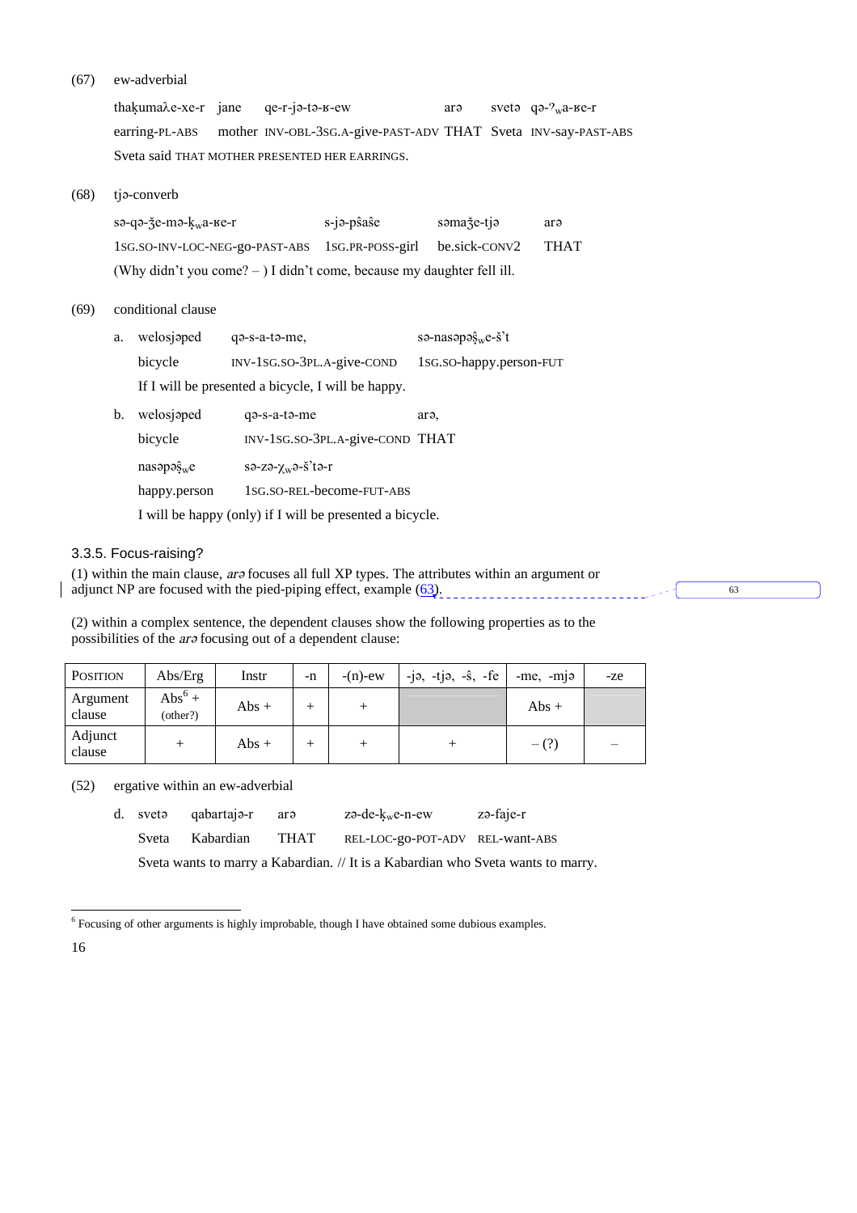(67) ew-adverbial

thaḳumaλe-xe-r jane qe-r-jə-tə-ʁ-ew arə svetə qə-ˀwa-ʁe-r
earring-PL-ABS mother INV-OBL-3SG.A-give-PAST-ADV THAT Sveta INV-say-PAST-ABS
Sveta said THAT MOTHER PRESENTED HER EARRINGS.

(68) tjə-converb

sə-qə-ǯe-mə-ḳwa-ʁe-r s-jə-pŝaŝe səmaǯe-tjə arə
1SG.SO-INV-LOC-NEG-go-PAST-ABS 1SG.PR-POSS-girl be.sick-CONV2 THAT
(Why didn't you come? – ) I didn't come, because my daughter fell ill.

(69) conditional clause

a. welosjəped qə-s-a-tə-me, sə-nasəpəŝwe-šʼt
bicycle INV-1SG.SO-3PL.A-give-COND 1SG.SO-happy.person-FUT
If I will be presented a bicycle, I will be happy.

b. welosjəped qə-s-a-tə-me arə,
bicycle INV-1SG.SO-3PL.A-give-COND THAT
nasəpəŝwe sə-zə-χwə-šʼtə-r
happy.person 1SG.SO-REL-become-FUT-ABS
I will be happy (only) if I will be presented a bicycle.

### 3.3.5. Focus-raising?

(1) within the main clause, *arə* focuses all full XP types. The attributes within an argument or adjunct NP are focused with the pied-piping effect, example (63).

(2) within a complex sentence, the dependent clauses show the following properties as to the possibilities of the *arə* focusing out of a dependent clause:

| Position | Abs/Erg | Instr | -n | -(n)-ew | -jə, -tjə, -ŝ, -fe | -me, -mjə | -ze |
|---|---|---|---|---|---|---|---|
| Argument clause | Abs[6] + (other?) | Abs + | + | + | | Abs + | |
| Adjunct clause | + | Abs + | + | + | + | – (?) | – |

(52) ergative within an ew-adverbial

d. svetə qabartajə-r arə zə-de-ḳwe-n-ew zə-faje-r
Sveta Kabardian THAT REL-LOC-go-POT-ADV REL-want-ABS
Sveta wants to marry a Kabardian. // It is a Kabardian who Sveta wants to marry.

[6] Focusing of other arguments is highly improbable, though I have obtained some dubious examples.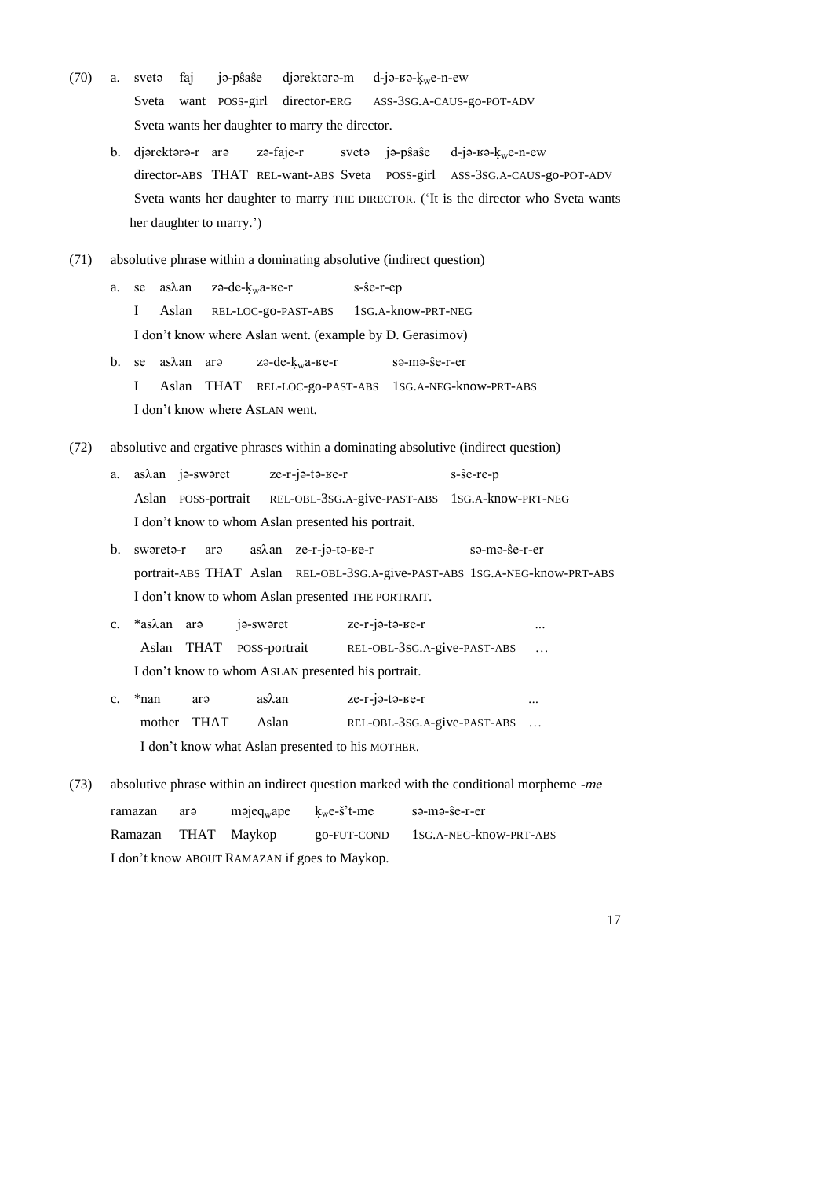(70) a. svetə faj jə-pŝaŝe djərektərə-m d-jə-ʁə-k̡ʷe-n-ew
Sveta want POSS-girl director-ERG ASS-3SG.A-CAUS-go-POT-ADV
Sveta wants her daughter to marry the director.

b. djərektərə-r arə zə-faje-r svetə jə-pŝaŝe d-jə-ʁə-k̡ʷe-n-ew
director-ABS THAT REL-want-ABS Sveta POSS-girl ASS-3SG.A-CAUS-go-POT-ADV
Sveta wants her daughter to marry THE DIRECTOR. ('It is the director who Sveta wants her daughter to marry.')

(71) absolutive phrase within a dominating absolutive (indirect question)

a. se asλan zə-de-k̡ʷa-ʁe-r s-ŝe-r-ep
I Aslan REL-LOC-go-PAST-ABS 1SG.A-know-PRT-NEG
I don't know where Aslan went. (example by D. Gerasimov)

b. se asλan arə zə-de-k̡ʷa-ʁe-r sə-mə-ŝe-r-er
I Aslan THAT REL-LOC-go-PAST-ABS 1SG.A-NEG-know-PRT-ABS
I don't know where ASLAN went.

(72) absolutive and ergative phrases within a dominating absolutive (indirect question)

a. asλan jə-swəret ze-r-jə-tə-ʁe-r s-ŝe-re-p
Aslan POSS-portrait REL-OBL-3SG.A-give-PAST-ABS 1SG.A-know-PRT-NEG
I don't know to whom Aslan presented his portrait.

b. swəretə-r arə asλan ze-r-jə-tə-ʁe-r sə-mə-ŝe-r-er
portrait-ABS THAT Aslan REL-OBL-3SG.A-give-PAST-ABS 1SG.A-NEG-know-PRT-ABS
I don't know to whom Aslan presented THE PORTRAIT.

c. *asλan arə jə-swəret ze-r-jə-tə-ʁe-r ...
Aslan THAT POSS-portrait REL-OBL-3SG.A-give-PAST-ABS …
I don't know to whom ASLAN presented his portrait.

c. *nan arə asλan ze-r-jə-tə-ʁe-r ...
mother THAT Aslan REL-OBL-3SG.A-give-PAST-ABS …
I don't know what Aslan presented to his MOTHER.

(73) absolutive phrase within an indirect question marked with the conditional morpheme *-me*

ramazan arə məjeqʷape k̡ʷe-š' t-me sə-mə-ŝe-r-er
Ramazan THAT Maykop go-FUT-COND 1SG.A-NEG-know-PRT-ABS
I don't know ABOUT RAMAZAN if goes to Maykop.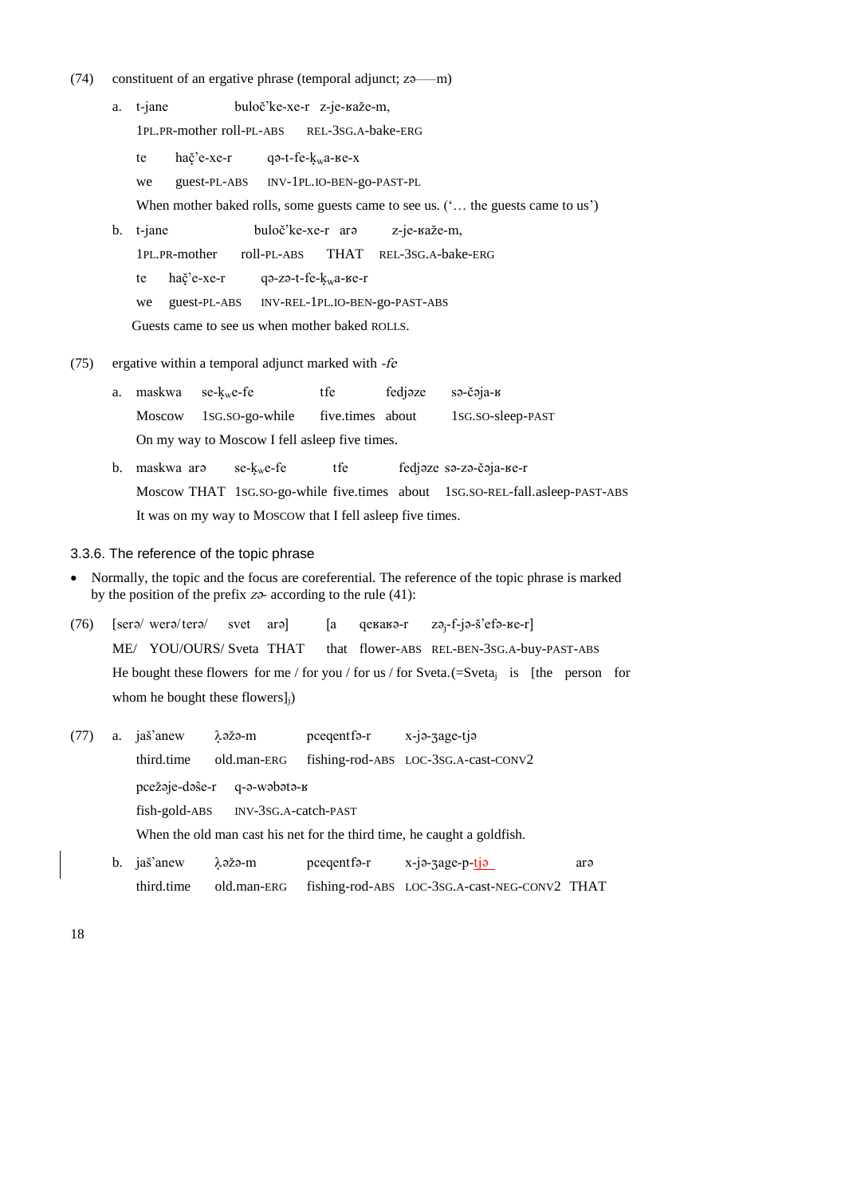(74) constituent of an ergative phrase (temporal adjunct; zə——m)

a. t-jane buloč'ke-xe-r z-je-ʁaže-m,
   1PL.PR-mother roll-PL-ABS REL-3SG.A-bake-ERG
   te hač̣'e-xe-r qə-t-fe-ḳwa-ʁe-x
   we guest-PL-ABS INV-1PL.IO-BEN-go-PAST-PL
   When mother baked rolls, some guests came to see us. ('… the guests came to us')

b. t-jane buloč'ke-xe-r arə z-je-ʁaže-m,
   1PL.PR-mother roll-PL-ABS THAT REL-3SG.A-bake-ERG
   te hač̣'e-xe-r qə-zə-t-fe-ḳwa-ʁe-r
   we guest-PL-ABS INV-REL-1PL.IO-BEN-go-PAST-ABS
   Guests came to see us when mother baked ROLLS.

(75) ergative within a temporal adjunct marked with *-fe*

a. maskwa se-ḳwe-fe tfe fedjəze sə-čəja-ʁ
   Moscow 1SG.SO-go-while five.times about 1SG.SO-sleep-PAST
   On my way to Moscow I fell asleep five times.

b. maskwa arə se-ḳwe-fe tfe fedjəze sə-zə-čəja-ʁe-r
   Moscow THAT 1SG.SO-go-while five.times about 1SG.SO-REL-fall.asleep-PAST-ABS
   It was on my way to MOSCOW that I fell asleep five times.

### 3.3.6. The reference of the topic phrase

- Normally, the topic and the focus are coreferential. The reference of the topic phrase is marked by the position of the prefix *zə-* according to the rule (41):

(76) [serə/ werə/ terə/ svet arə] [a qeʁaʁə-r zə$_j$-f-jə-š'efə-ʁe-r]
   ME/ YOU/OURS/ Sveta THAT that flower-ABS REL-BEN-3SG.A-buy-PAST-ABS
   He bought these flowers for me / for you / for us / for Sveta.(=Sveta$_j$ is [the person for whom he bought these flowers]$_j$)

(77) a. jaš'anew ƛ̣əžə-m pceqentfə-r x-jə-ʒage-tjə
   third.time old.man-ERG fishing-rod-ABS LOC-3SG.A-cast-CONV2
   pcežəje-dəŝe-r q-ə-wəbətə-ʁ
   fish-gold-ABS INV-3SG.A-catch-PAST
   When the old man cast his net for the third time, he caught a goldfish.

b. jaš'anew ƛ̣əžə-m pceqentfə-r x-jə-ʒage-p-tjə arə
   third.time old.man-ERG fishing-rod-ABS LOC-3SG.A-cast-NEG-CONV2 THAT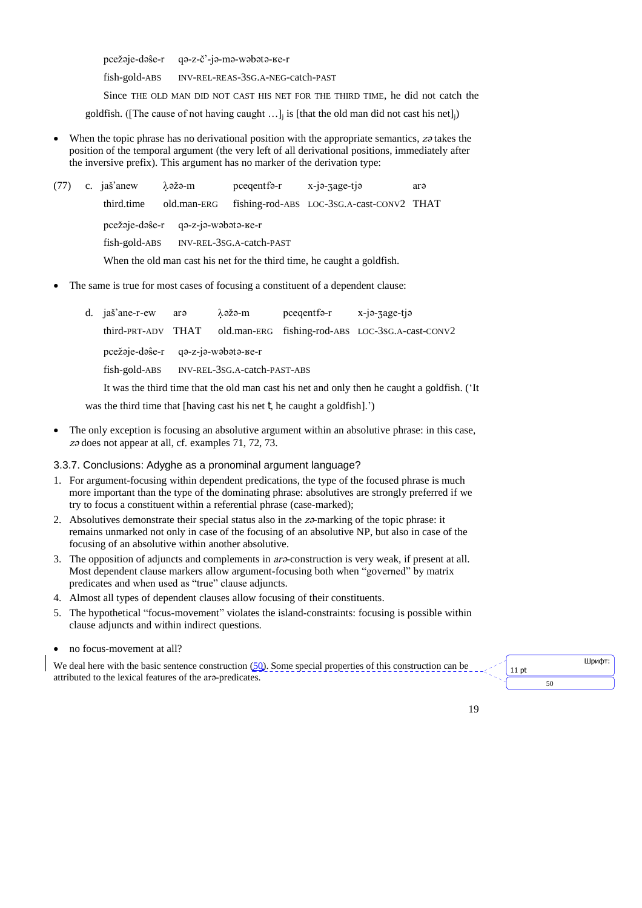pcežəje-dəŝe-r    qə-z-č'-jə-mə-wəbətə-ʁe-r

fish-gold-ABS    INV-REL-REAS-3SG.A-NEG-catch-PAST

Since THE OLD MAN DID NOT CAST HIS NET FOR THE THIRD TIME, he did not catch the goldfish. ([The cause of not having caught …]$_j$ is [that the old man did not cast his net]$_j$)

- When the topic phrase has no derivational position with the appropriate semantics, *zə* takes the position of the temporal argument (the very left of all derivational positions, immediately after the inversive prefix). This argument has no marker of the derivation type:

(77) c. jaš'anew    ƛəžə-m    pceqentfə-r    x-jə-ʒage-tjə    arə

third.time    old.man-ERG    fishing-rod-ABS    LOC-3SG.A-cast-CONV2    THAT

pcežəje-dəŝe-r    qə-z-jə-wəbətə-ʁe-r

fish-gold-ABS    INV-REL-3SG.A-catch-PAST

When the old man cast his net for the third time, he caught a goldfish.

- The same is true for most cases of focusing a constituent of a dependent clause:

d. jaš'ane-r-ew    arə    ƛəžə-m    pceqentfə-r    x-jə-ʒage-tjə

third-PRT-ADV    THAT    old.man-ERG    fishing-rod-ABS    LOC-3SG.A-cast-CONV2

pcežəje-dəŝe-r    qə-z-jə-wəbətə-ʁe-r

fish-gold-ABS    INV-REL-3SG.A-catch-PAST-ABS

It was the third time that the old man cast his net and only then he caught a goldfish. ('It was the third time that [having cast his net t, he caught a goldfish].')

- The only exception is focusing an absolutive argument within an absolutive phrase: in this case, *zə* does not appear at all, cf. examples 71, 72, 73.

### 3.3.7. Conclusions: Adyghe as a pronominal argument language?

1. For argument-focusing within dependent predications, the type of the focused phrase is much more important than the type of the dominating phrase: absolutives are strongly preferred if we try to focus a constituent within a referential phrase (case-marked);
2. Absolutives demonstrate their special status also in the *zə*-marking of the topic phrase: it remains unmarked not only in case of the focusing of an absolutive NP, but also in case of the focusing of an absolutive within another absolutive.
3. The opposition of adjuncts and complements in *arə*-construction is very weak, if present at all. Most dependent clause markers allow argument-focusing both when "governed" by matrix predicates and when used as "true" clause adjuncts.
4. Almost all types of dependent clauses allow focusing of their constituents.
5. The hypothetical "focus-movement" violates the island-constraints: focusing is possible within clause adjuncts and within indirect questions.

- no focus-movement at all?

We deal here with the basic sentence construction (50). Some special properties of this construction can be attributed to the lexical features of the arə-predicates.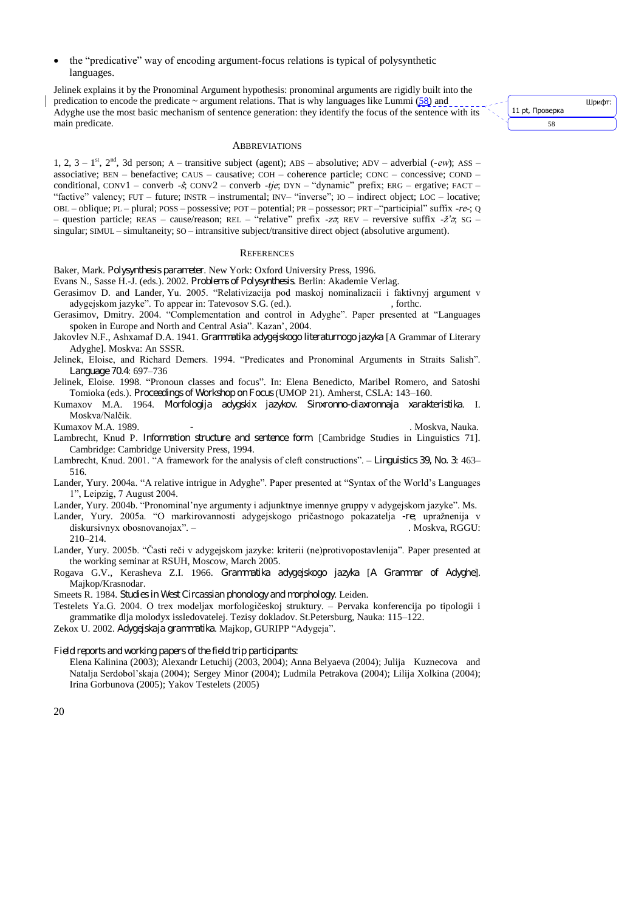- the "predicative" way of encoding argument-focus relations is typical of polysynthetic languages.

Jelinek explains it by the Pronominal Argument hypothesis: pronominal arguments are rigidly built into the predication to encode the predicate ~ argument relations. That is why languages like Lummi (58) and Adyghe use the most basic mechanism of sentence generation: they identify the focus of the sentence with its main predicate.

## ABBREVIATIONS

1, 2, 3 – 1[st], 2[nd], 3d person; A – transitive subject (agent); ABS – absolutive; ADV – adverbial (*-ew*); ASS – associative; BEN – benefactive; CAUS – causative; COH – coherence particle; CONC – concessive; COND – conditional, CONV1 – converb *-ŝ*; CONV2 – converb *-tje*; DYN – "dynamic" prefix; ERG – ergative; FACT – "factive" valency; FUT – future; INSTR – instrumental; INV– "inverse"; IO – indirect object; LOC – locative; OBL – oblique; PL – plural; POSS – possessive; POT – potential; PR – possessor; PRT –"participial" suffix *-re-*; Q – question particle; REAS – cause/reason; REL – "relative" prefix *-zə*; REV – reversive suffix *-ž'ə*; SG – singular; SIMUL – simultaneity; SO – intransitive subject/transitive direct object (absolutive argument).

## REFERENCES

Baker, Mark. *Polysynthesis parameter*. New York: Oxford University Press, 1996.

Evans N., Sasse H.-J. (eds.). 2002. *Problems of Polysynthesis*. Berlin: Akademie Verlag.

Gerasimov D. and Lander, Yu. 2005. "Relativizacija pod maskoj nominalizacii i faktivnyj argument v adygejskom jazyke". To appear in: Tatevosov S.G. (ed.). , forthc.

Gerasimov, Dmitry. 2004. "Complementation and control in Adyghe". Paper presented at "Languages spoken in Europe and North and Central Asia". Kazan', 2004.

Jakovlev N.F., Ashxamaf D.A. 1941. *Grammatika adygejskogo literaturnogo jazyka* [A Grammar of Literary Adyghe]. Moskva: An SSSR.

Jelinek, Eloise, and Richard Demers. 1994. "Predicates and Pronominal Arguments in Straits Salish". *Language 70.4*: 697–736

Jelinek, Eloise. 1998. "Pronoun classes and focus". In: Elena Benedicto, Maribel Romero, and Satoshi Tomioka (eds.). *Proceedings of Workshop on Focus* (UMOP 21). Amherst, CSLA: 143–160.

Kumaxov M.A. 1964. *Morfologija adygskix jazykov. Sinxronno-diaxronnaja xarakteristika*. I. Moskva/Nalčik.

Kumaxov M.A. 1989. - . Moskva, Nauka.

Lambrecht, Knud P. *Information structure and sentence form*. [Cambridge Studies in Linguistics 71]. Cambridge: Cambridge University Press, 1994.

Lambrecht, Knud. 2001. "A framework for the analysis of cleft constructions". – *Linguistics 39, No. 3*: 463–516.

Lander, Yury. 2004a. "A relative intrigue in Adyghe". Paper presented at "Syntax of the World's Languages 1", Leipzig, 7 August 2004.

Lander, Yury. 2004b. "Pronominal'nye argumenty i adjunktnye imennye gruppy v adygejskom jazyke". Ms.

Lander, Yury. 2005a. "O markirovannosti adygejskogo pričastnogo pokazatelja *-re*; upražnenija v diskursivnyx obosnovanojax". – . Moskva, RGGU: 210–214.

Lander, Yury. 2005b. "Časti reči v adygejskom jazyke: kriterii (ne)protivopostavlenija". Paper presented at the working seminar at RSUH, Moscow, March 2005.

Rogava G.V., Kerasheva Z.I. 1966. *Grammatika adygejskogo jazyka* [*A Grammar of Adyghe*]. Majkop/Krasnodar.

Smeets R. 1984. *Studies in West Circassian phonology and morphology*. Leiden.

Testelets Ya.G. 2004. O trex modeljax morfologičeskoj struktury. – Pervaka konferencija po tipologii i grammatike dlja molodyx issledovatelej. Tezisy dokladov. St.Petersburg, Nauka: 115–122.

Zekox U. 2002. *Adygejskaja grammatika*. Majkop, GURIPP "Adygeja".

*Field reports and working papers of the field trip participants:*

Elena Kalinina (2003); Alexandr Letuchij (2003, 2004); Anna Belyaeva (2004); Julija Kuznecova and Natalja Serdobol'skaja (2004); Sergey Minor (2004); Ludmila Petrakova (2004); Lilija Xolkina (2004); Irina Gorbunova (2005); Yakov Testelets (2005)